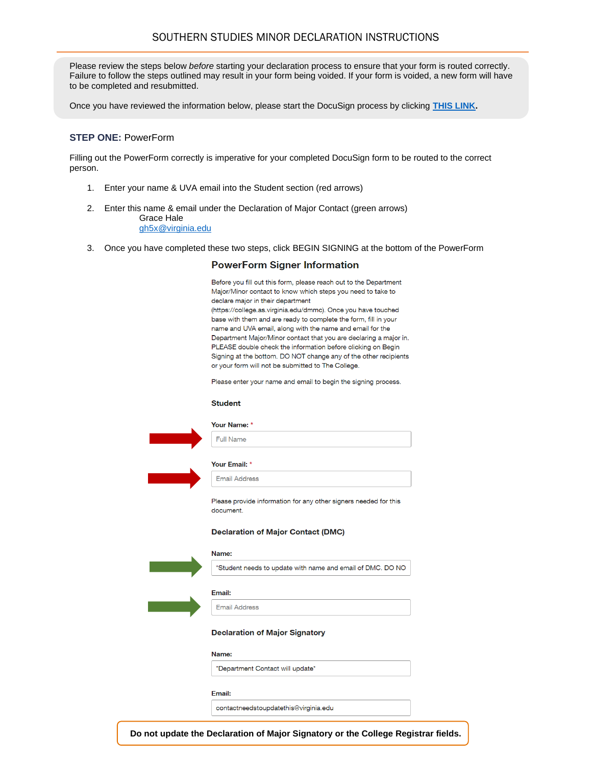# SOUTHERN STUDIES MINOR DECLARATION INSTRUCTIONS

Please review the steps below *before* starting your declaration process to ensure that your form is routed correctly. Failure to follow the steps outlined may result in your form being voided. If your form is voided, a new form will have to be completed and resubmitted.

Once you have reviewed the information below, please start the DocuSign process by clicking **THIS LINK**.

**STEP ONE:** PowerForm

Filling out the PowerForm correctly is imperative for your completed DocuSign form to be routed to the correct person.

1. Enter your name & UVA email into the Student section (red arrows)
2. Enter this name & email under the Declaration of Major Contact (green arrows)
   Grace Hale
   gh5x@virginia.edu
3. Once you have completed these two steps, click BEGIN SIGNING at the bottom of the PowerForm

## PowerForm Signer Information

Before you fill out this form, please reach out to the Department Major/Minor contact to know which steps you need to take to declare major in their department (https://college.as.virginia.edu/dmmc). Once you have touched base with them and are ready to complete the form, fill in your name and UVA email, along with the name and email for the Department Major/Minor contact that you are declaring a major in. PLEASE double check the information before clicking on Begin Signing at the bottom. DO NOT change any of the other recipients or your form will not be submitted to The College.

Please enter your name and email to begin the signing process.

**Student**

**Your Name:** *

Full Name

**Your Email:** *

Email Address

Please provide information for any other signers needed for this document.

**Declaration of Major Contact (DMC)**

**Name:**

*Student needs to update with name and email of DMC. DO NO

**Email:**

Email Address

**Declaration of Major Signatory**

**Name:**

*Department Contact will update*

**Email:**

contactneedstoupdatethis@virginia.edu

**Do not update the Declaration of Major Signatory or the College Registrar fields.**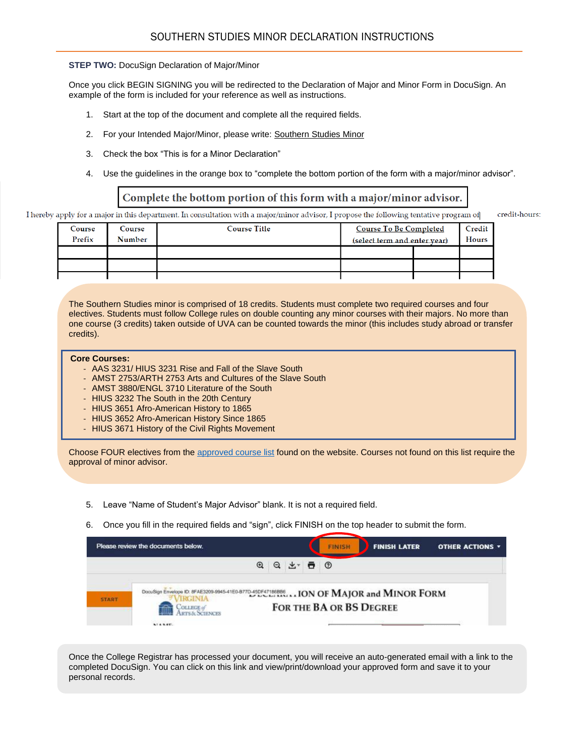SOUTHERN STUDIES MINOR DECLARATION INSTRUCTIONS

**STEP TWO:** DocuSign Declaration of Major/Minor

Once you click BEGIN SIGNING you will be redirected to the Declaration of Major and Minor Form in DocuSign. An example of the form is included for your reference as well as instructions.

1. Start at the top of the document and complete all the required fields.
2. For your Intended Major/Minor, please write: Southern Studies Minor
3. Check the box "This is for a Minor Declaration"
4. Use the guidelines in the orange box to "complete the bottom portion of the form with a major/minor advisor".

Complete the bottom portion of this form with a major/minor advisor.

I hereby apply for a major in this department. In consultation with a major/minor advisor, I propose the following tentative program of credit-hours:

| Course Prefix | Course Number | Course Title | Course To Be Completed (select term and enter year) | | Credit Hours |
|---|---|---|---|---|---|
| | | | | | |
| | | | | | |

The Southern Studies minor is comprised of 18 credits. Students must complete two required courses and four electives. Students must follow College rules on double counting any minor courses with their majors. No more than one course (3 credits) taken outside of UVA can be counted towards the minor (this includes study abroad or transfer credits).

**Core Courses:**

- AAS 3231/ HIUS 3231 Rise and Fall of the Slave South
- AMST 2753/ARTH 2753 Arts and Cultures of the Slave South
- AMST 3880/ENGL 3710 Literature of the South
- HIUS 3232 The South in the 20th Century
- HIUS 3651 Afro-American History to 1865
- HIUS 3652 Afro-American History Since 1865
- HIUS 3671 History of the Civil Rights Movement

Choose FOUR electives from the approved course list found on the website. Courses not found on this list require the approval of minor advisor.

5. Leave "Name of Student's Major Advisor" blank. It is not a required field.
6. Once you fill in the required fields and "sign", click FINISH on the top header to submit the form.

Please review the documents below. FINISH FINISH LATER OTHER ACTIONS

START

DocuSign Envelope ID: 8FAE3209-0945-41E0-B77D-45DF47186BB6

VIRGINIA College of Arts & Sciences

DECLARATION OF MAJOR and MINOR FORM FOR THE BA OR BS DEGREE

Once the College Registrar has processed your document, you will receive an auto-generated email with a link to the completed DocuSign. You can click on this link and view/print/download your approved form and save it to your personal records.